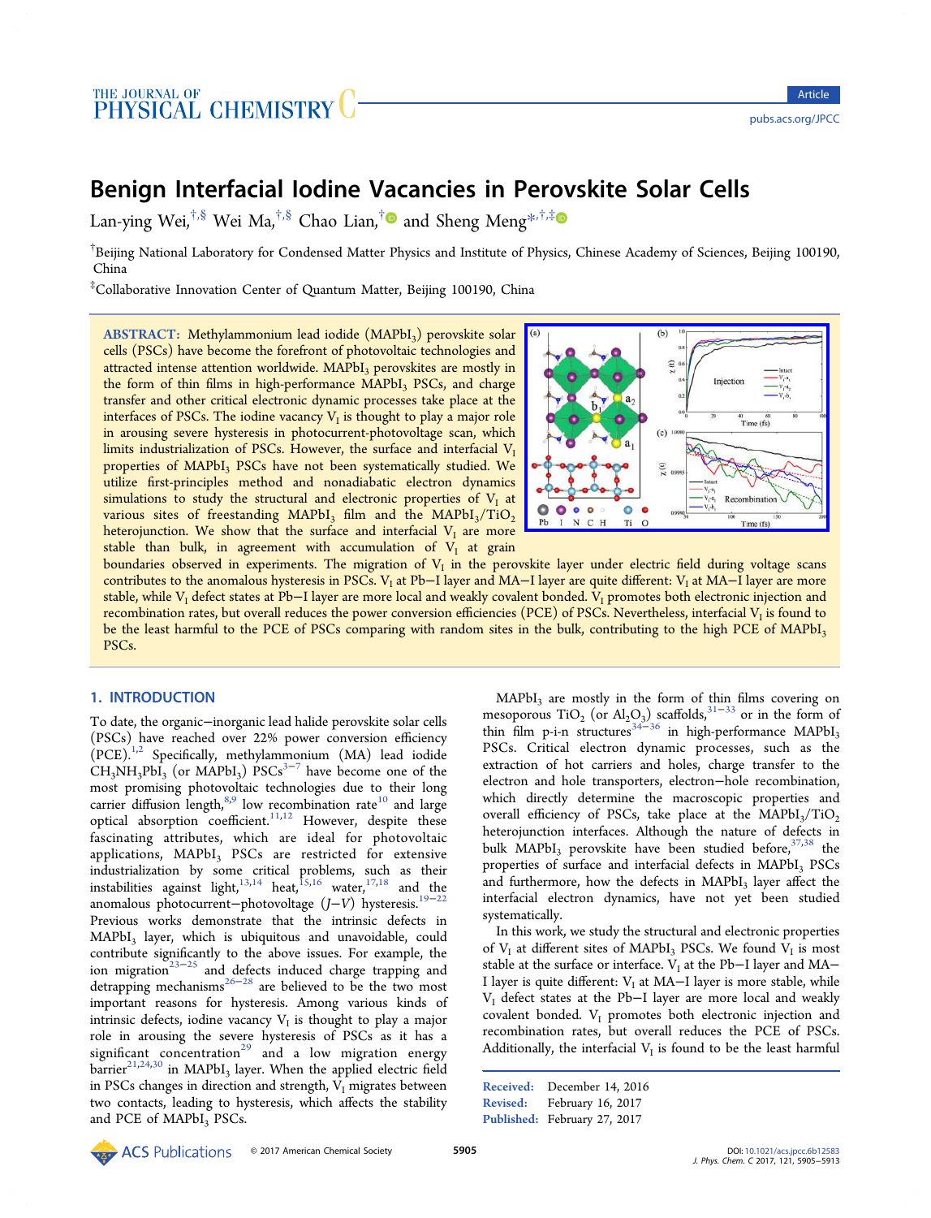# Benign Interfacial Iodine Vacancies in Perovskite Solar Cells

Lan-ying Wei,[†,§] Wei Ma,[†,§] Chao Lian,[†] and Sheng Meng[*,†,‡]

[†]Beijing National Laboratory for Condensed Matter Physics and Institute of Physics, Chinese Academy of Sciences, Beijing 100190, China

[‡]Collaborative Innovation Center of Quantum Matter, Beijing 100190, China

**ABSTRACT:** Methylammonium lead iodide ($MAPbI_3$) perovskite solar cells (PSCs) have become the forefront of photovoltaic technologies and attracted intense attention worldwide. $MAPbI_3$ perovskites are mostly in the form of thin films in high-performance $MAPbI_3$ PSCs, and charge transfer and other critical electronic dynamic processes take place at the interfaces of PSCs. The iodine vacancy $V_I$ is thought to play a major role in arousing severe hysteresis in photocurrent-photovoltage scan, which limits industrialization of PSCs. However, the surface and interfacial $V_I$ properties of $MAPbI_3$ PSCs have not been systematically studied. We utilize first-principles method and nonadiabatic electron dynamics simulations to study the structural and electronic properties of $V_I$ at various sites of freestanding $MAPbI_3$ film and the $MAPbI_3/TiO_2$ heterojunction. We show that the surface and interfacial $V_I$ are more stable than bulk, in agreement with accumulation of $V_I$ at grain boundaries observed in experiments. The migration of $V_I$ in the perovskite layer under electric field during voltage scans contributes to the anomalous hysteresis in PSCs. $V_I$ at Pb−I layer and MA−I layer are quite different: $V_I$ at MA−I layer are more stable, while $V_I$ defect states at Pb−I layer are more local and weakly covalent bonded. $V_I$ promotes both electronic injection and recombination rates, but overall reduces the power conversion efficiencies (PCE) of PSCs. Nevertheless, interfacial $V_I$ is found to be the least harmful to the PCE of PSCs comparing with random sites in the bulk, contributing to the high PCE of $MAPbI_3$ PSCs.

## 1. INTRODUCTION

To date, the organic−inorganic lead halide perovskite solar cells (PSCs) have reached over 22% power conversion efficiency (PCE).[1,2] Specifically, methylammonium (MA) lead iodide $CH_3NH_3PbI_3$ (or $MAPbI_3$) PSCs[3−7] have become one of the most promising photovoltaic technologies due to their long carrier diffusion length,[8,9] low recombination rate[10] and large optical absorption coefficient.[11,12] However, despite these fascinating attributes, which are ideal for photovoltaic applications, $MAPbI_3$ PSCs are restricted for extensive industrialization by some critical problems, such as their instabilities against light,[13,14] heat,[15,16] water,[17,18] and the anomalous photocurrent−photovoltage ($J$−$V$) hysteresis.[19−22] Previous works demonstrate that the intrinsic defects in $MAPbI_3$ layer, which is ubiquitous and unavoidable, could contribute significantly to the above issues. For example, the ion migration[23−25] and defects induced charge trapping and detrapping mechanisms[26−28] are believed to be the two most important reasons for hysteresis. Among various kinds of intrinsic defects, iodine vacancy $V_I$ is thought to play a major role in arousing the severe hysteresis of PSCs as it has a significant concentration[29] and a low migration energy barrier[21,24,30] in $MAPbI_3$ layer. When the applied electric field in PSCs changes in direction and strength, $V_I$ migrates between two contacts, leading to hysteresis, which affects the stability and PCE of $MAPbI_3$ PSCs.

$MAPbI_3$ are mostly in the form of thin films covering on mesoporous $TiO_2$ (or $Al_2O_3$) scaffolds,[31−33] or in the form of thin film p-i-n structures[34−36] in high-performance $MAPbI_3$ PSCs. Critical electron dynamic processes, such as the extraction of hot carriers and holes, charge transfer to the electron and hole transporters, electron−hole recombination, which directly determine the macroscopic properties and overall efficiency of PSCs, take place at the $MAPbI_3/TiO_2$ heterojunction interfaces. Although the nature of defects in bulk $MAPbI_3$ perovskite have been studied before,[37,38] the properties of surface and interfacial defects in $MAPbI_3$ PSCs and furthermore, how the defects in $MAPbI_3$ layer affect the interfacial electron dynamics, have not yet been studied systematically.

In this work, we study the structural and electronic properties of $V_I$ at different sites of $MAPbI_3$ PSCs. We found $V_I$ is most stable at the surface or interface. $V_I$ at the Pb−I layer and MA−I layer are quite different: $V_I$ at MA−I layer is more stable, while $V_I$ defect states at the Pb−I layer are more local and weakly covalent bonded. $V_I$ promotes both electronic injection and recombination rates, but overall reduces the PCE of PSCs. Additionally, the interfacial $V_I$ is found to be the least harmful

Received: December 14, 2016
Revised: February 16, 2017
Published: February 27, 2017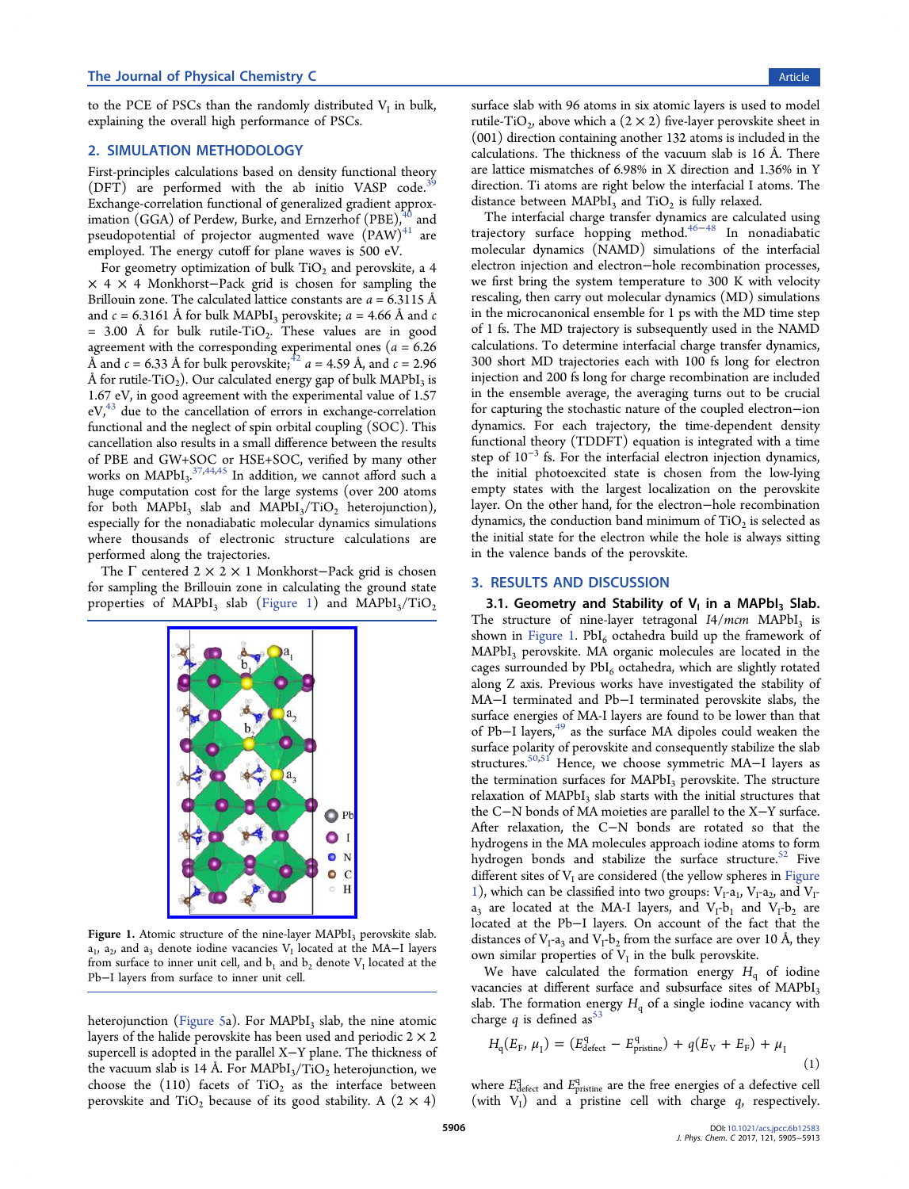to the PCE of PSCs than the randomly distributed $V_I$ in bulk, explaining the overall high performance of PSCs.

## 2. SIMULATION METHODOLOGY

First-principles calculations based on density functional theory (DFT) are performed with the ab initio VASP code.[39] Exchange-correlation functional of generalized gradient approximation (GGA) of Perdew, Burke, and Ernzerhof (PBE),[40] and pseudopotential of projector augmented wave (PAW)[41] are employed. The energy cutoff for plane waves is 500 eV.

For geometry optimization of bulk $TiO_2$ and perovskite, a 4 × 4 × 4 Monkhorst–Pack grid is chosen for sampling the Brillouin zone. The calculated lattice constants are $a = 6.3115$ Å and $c = 6.3161$ Å for bulk $MAPbI_3$ perovskite; $a = 4.66$ Å and $c = 3.00$ Å for bulk rutile-$TiO_2$. These values are in good agreement with the corresponding experimental ones ($a = 6.26$ Å and $c = 6.33$ Å for bulk perovskite;[42] $a = 4.59$ Å, and $c = 2.96$ Å for rutile-$TiO_2$). Our calculated energy gap of bulk $MAPbI_3$ is 1.67 eV, in good agreement with the experimental value of 1.57 eV,[43] due to the cancellation of errors in exchange-correlation functional and the neglect of spin orbital coupling (SOC). This cancellation also results in a small difference between the results of PBE and GW+SOC or HSE+SOC, verified by many other works on $MAPbI_3$.[37,44,45] In addition, we cannot afford such a huge computation cost for the large systems (over 200 atoms for both $MAPbI_3$ slab and $MAPbI_3/TiO_2$ heterojunction), especially for the nonadiabatic molecular dynamics simulations where thousands of electronic structure calculations are performed along the trajectories.

The Γ centered 2 × 2 × 1 Monkhorst–Pack grid is chosen for sampling the Brillouin zone in calculating the ground state properties of $MAPbI_3$ slab (Figure 1) and $MAPbI_3/TiO_2$ heterojunction (Figure 5a). For $MAPbI_3$ slab, the nine atomic layers of the halide perovskite has been used and periodic 2 × 2 supercell is adopted in the parallel X–Y plane. The thickness of the vacuum slab is 14 Å. For $MAPbI_3/TiO_2$ heterojunction, we choose the (110) facets of $TiO_2$ as the interface between perovskite and $TiO_2$ because of its good stability. A (2 × 4) surface slab with 96 atoms in six atomic layers is used to model rutile-$TiO_2$, above which a (2 × 2) five-layer perovskite sheet in (001) direction containing another 132 atoms is included in the calculations. The thickness of the vacuum slab is 16 Å. There are lattice mismatches of 6.98% in X direction and 1.36% in Y direction. Ti atoms are right below the interfacial I atoms. The distance between $MAPbI_3$ and $TiO_2$ is fully relaxed.

Figure 1. Atomic structure of the nine-layer $MAPbI_3$ perovskite slab. $a_1$, $a_2$, and $a_3$ denote iodine vacancies $V_I$ located at the MA–I layers from surface to inner unit cell, and $b_1$ and $b_2$ denote $V_I$ located at the Pb–I layers from surface to inner unit cell.

The interfacial charge transfer dynamics are calculated using trajectory surface hopping method.[46−48] In nonadiabatic molecular dynamics (NAMD) simulations of the interfacial electron injection and electron–hole recombination processes, we first bring the system temperature to 300 K with velocity rescaling, then carry out molecular dynamics (MD) simulations in the microcanonical ensemble for 1 ps with the MD time step of 1 fs. The MD trajectory is subsequently used in the NAMD calculations. To determine interfacial charge transfer dynamics, 300 short MD trajectories each with 100 fs long for electron injection and 200 fs long for charge recombination are included in the ensemble average, the averaging turns out to be crucial for capturing the stochastic nature of the coupled electron–ion dynamics. For each trajectory, the time-dependent density functional theory (TDDFT) equation is integrated with a time step of $10^{-3}$ fs. For the interfacial electron injection dynamics, the initial photoexcited state is chosen from the low-lying empty states with the largest localization on the perovskite layer. On the other hand, for the electron–hole recombination dynamics, the conduction band minimum of $TiO_2$ is selected as the initial state for the electron while the hole is always sitting in the valence bands of the perovskite.

## 3. RESULTS AND DISCUSSION

### 3.1. Geometry and Stability of $V_I$ in a $MAPbI_3$ Slab.

The structure of nine-layer tetragonal $I4/mcm$ $MAPbI_3$ is shown in Figure 1. $PbI_6$ octahedra build up the framework of $MAPbI_3$ perovskite. MA organic molecules are located in the cages surrounded by $PbI_6$ octahedra, which are slightly rotated along Z axis. Previous works have investigated the stability of MA–I terminated and Pb–I terminated perovskite slabs, the surface energies of MA-I layers are found to be lower than that of Pb–I layers,[49] as the surface MA dipoles could weaken the surface polarity of perovskite and consequently stabilize the slab structures.[50,51] Hence, we choose symmetric MA–I layers as the termination surfaces for $MAPbI_3$ perovskite. The structure relaxation of $MAPbI_3$ slab starts with the initial structures that the C–N bonds of MA moieties are parallel to the X–Y surface. After relaxation, the C–N bonds are rotated so that the hydrogens in the MA molecules approach iodine atoms to form hydrogen bonds and stabilize the surface structure.[52] Five different sites of $V_I$ are considered (the yellow spheres in Figure 1), which can be classified into two groups: $V_I$-$a_1$, $V_I$-$a_2$, and $V_I$-$a_3$ are located at the MA-I layers, and $V_I$-$b_1$ and $V_I$-$b_2$ are located at the Pb–I layers. On account of the fact that the distances of $V_I$-$a_3$ and $V_I$-$b_2$ from the surface are over 10 Å, they own similar properties of $V_I$ in the bulk perovskite.

We have calculated the formation energy $H_q$ of iodine vacancies at different surface and subsurface sites of $MAPbI_3$ slab. The formation energy $H_q$ of a single iodine vacancy with charge $q$ is defined as[53]

$$H_q(E_F, \mu_I) = (E^q_{\text{defect}} - E^q_{\text{pristine}}) + q(E_V + E_F) + \mu_I \quad (1)$$

where $E^q_{\text{defect}}$ and $E^q_{\text{pristine}}$ are the free energies of a defective cell (with $V_I$) and a pristine cell with charge $q$, respectively.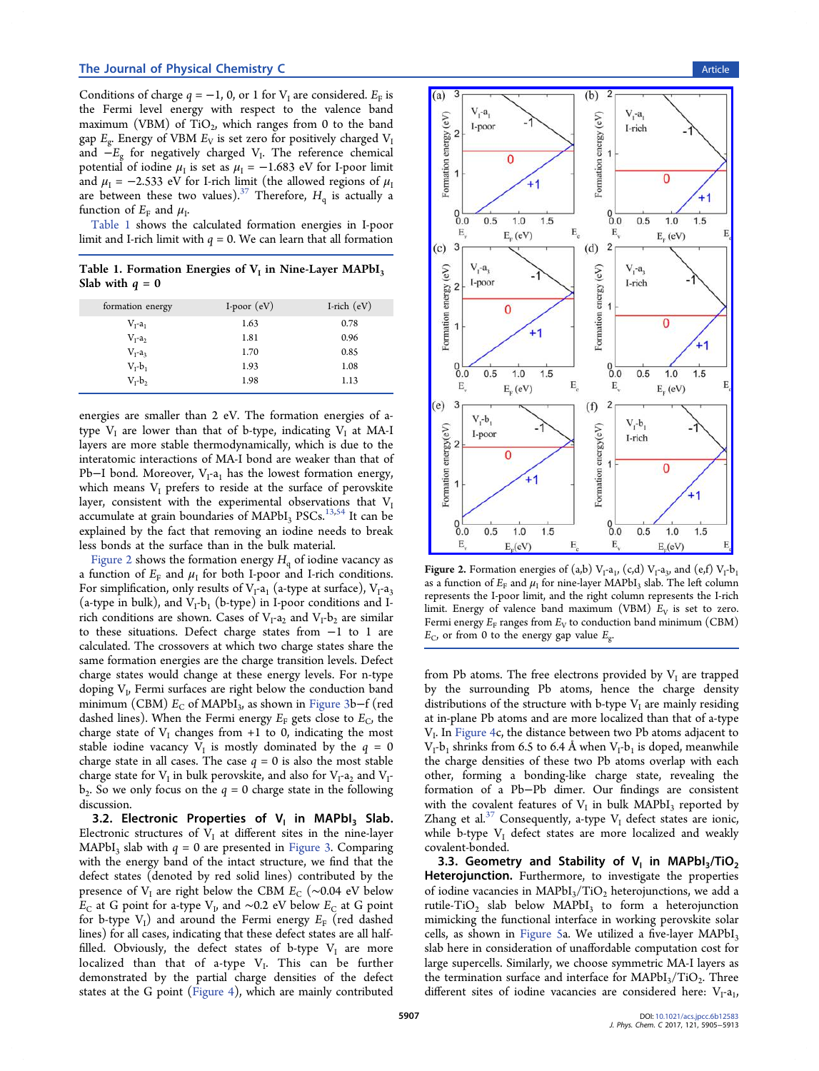Conditions of charge $q = -1$, 0, or 1 for $V_I$ are considered. $E_F$ is the Fermi level energy with respect to the valence band maximum (VBM) of $TiO_2$, which ranges from 0 to the band gap $E_g$. Energy of VBM $E_V$ is set zero for positively charged $V_I$ and $-E_g$ for negatively charged $V_I$. The reference chemical potential of iodine $\mu_I$ is set as $\mu_I = -1.683$ eV for I-poor limit and $\mu_I = -2.533$ eV for I-rich limit (the allowed regions of $\mu_I$ are between these two values).[37] Therefore, $H_q$ is actually a function of $E_F$ and $\mu_I$.

Table 1 shows the calculated formation energies in I-poor limit and I-rich limit with $q = 0$. We can learn that all formation energies are smaller than 2 eV. The formation energies of a-type $V_I$ are lower than that of b-type, indicating $V_I$ at MA-I layers are more stable thermodynamically, which is due to the interatomic interactions of MA-I bond are weaker than that of Pb−I bond. Moreover, $V_I$-$a_1$ has the lowest formation energy, which means $V_I$ prefers to reside at the surface of perovskite layer, consistent with the experimental observations that $V_I$ accumulate at grain boundaries of $MAPbI_3$ PSCs.[13,54] It can be explained by the fact that removing an iodine needs to break less bonds at the surface than in the bulk material.

**Table 1. Formation Energies of $V_I$ in Nine-Layer $MAPbI_3$ Slab with $q = 0$**

| formation energy | I-poor (eV) | I-rich (eV) |
|---|---|---|
| $V_I$-$a_1$ | 1.63 | 0.78 |
| $V_I$-$a_2$ | 1.81 | 0.96 |
| $V_I$-$a_3$ | 1.70 | 0.85 |
| $V_I$-$b_1$ | 1.93 | 1.08 |
| $V_I$-$b_2$ | 1.98 | 1.13 |

Figure 2 shows the formation energy $H_q$ of iodine vacancy as a function of $E_F$ and $\mu_I$ for both I-poor and I-rich conditions. For simplification, only results of $V_I$-$a_1$ (a-type at surface), $V_I$-$a_3$ (a-type in bulk), and $V_I$-$b_1$ (b-type) in I-poor conditions and I-rich conditions are shown. Cases of $V_I$-$a_2$ and $V_I$-$b_2$ are similar to these situations. Defect charge states from −1 to 1 are calculated. The crossovers at which two charge states share the same formation energies are the charge transition levels. Defect charge states would change at these energy levels. For n-type doping $V_I$, Fermi surfaces are right below the conduction band minimum (CBM) $E_C$ of $MAPbI_3$, as shown in Figure 3b−f (red dashed lines). When the Fermi energy $E_F$ gets close to $E_C$, the charge state of $V_I$ changes from +1 to 0, indicating the most stable iodine vacancy $V_I$ is mostly dominated by the $q = 0$ charge state in all cases. The case $q = 0$ is also the most stable charge state for $V_I$ in bulk perovskite, and also for $V_I$-$a_2$ and $V_I$-$b_2$. So we only focus on the $q = 0$ charge state in the following discussion.

Figure 2. Formation energies of (a,b) $V_I$-$a_1$, (c,d) $V_I$-$a_3$, and (e,f) $V_I$-$b_1$ as a function of $E_F$ and $\mu_I$ for nine-layer $MAPbI_3$ slab. The left column represents the I-poor limit, and the right column represents the I-rich limit. Energy of valence band maximum (VBM) $E_V$ is set to zero. Fermi energy $E_F$ ranges from $E_V$ to conduction band minimum (CBM) $E_C$, or from 0 to the energy gap value $E_g$.

### 3.2. Electronic Properties of $V_I$ in $MAPbI_3$ Slab.

Electronic structures of $V_I$ at different sites in the nine-layer $MAPbI_3$ slab with $q = 0$ are presented in Figure 3. Comparing with the energy band of the intact structure, we find that the defect states (denoted by red solid lines) contributed by the presence of $V_I$ are right below the CBM $E_C$ (~0.04 eV below $E_C$ at G point for a-type $V_I$, and ~0.2 eV below $E_C$ at G point for b-type $V_I$) and around the Fermi energy $E_F$ (red dashed lines) for all cases, indicating that these defect states are all half-filled. Obviously, the defect states of b-type $V_I$ are more localized than that of a-type $V_I$. This can be further demonstrated by the partial charge densities of the defect states at the G point (Figure 4), which are mainly contributed from Pb atoms. The free electrons provided by $V_I$ are trapped by the surrounding Pb atoms, hence the charge density distributions of the structure with b-type $V_I$ are mainly residing at in-plane Pb atoms and are more localized than that of a-type $V_I$. In Figure 4c, the distance between two Pb atoms adjacent to $V_I$-$b_1$ shrinks from 6.5 to 6.4 Å when $V_I$-$b_1$ is doped, meanwhile the charge densities of these two Pb atoms overlap with each other, forming a bonding-like charge state, revealing the formation of a Pb−Pb dimer. Our findings are consistent with the covalent features of $V_I$ in bulk $MAPbI_3$ reported by Zhang et al.[37] Consequently, a-type $V_I$ defect states are ionic, while b-type $V_I$ defect states are more localized and weakly covalent-bonded.

### 3.3. Geometry and Stability of $V_I$ in $MAPbI_3/TiO_2$ Heterojunction.

Furthermore, to investigate the properties of iodine vacancies in $MAPbI_3/TiO_2$ heterojunctions, we add a rutile-$TiO_2$ slab below $MAPbI_3$ to form a heterojunction mimicking the functional interface in working perovskite solar cells, as shown in Figure 5a. We utilized a five-layer $MAPbI_3$ slab here in consideration of unaffordable computation cost for large supercells. Similarly, we choose symmetric MA-I layers as the termination surface and interface for $MAPbI_3/TiO_2$. Three different sites of iodine vacancies are considered here: $V_I$-$a_1$,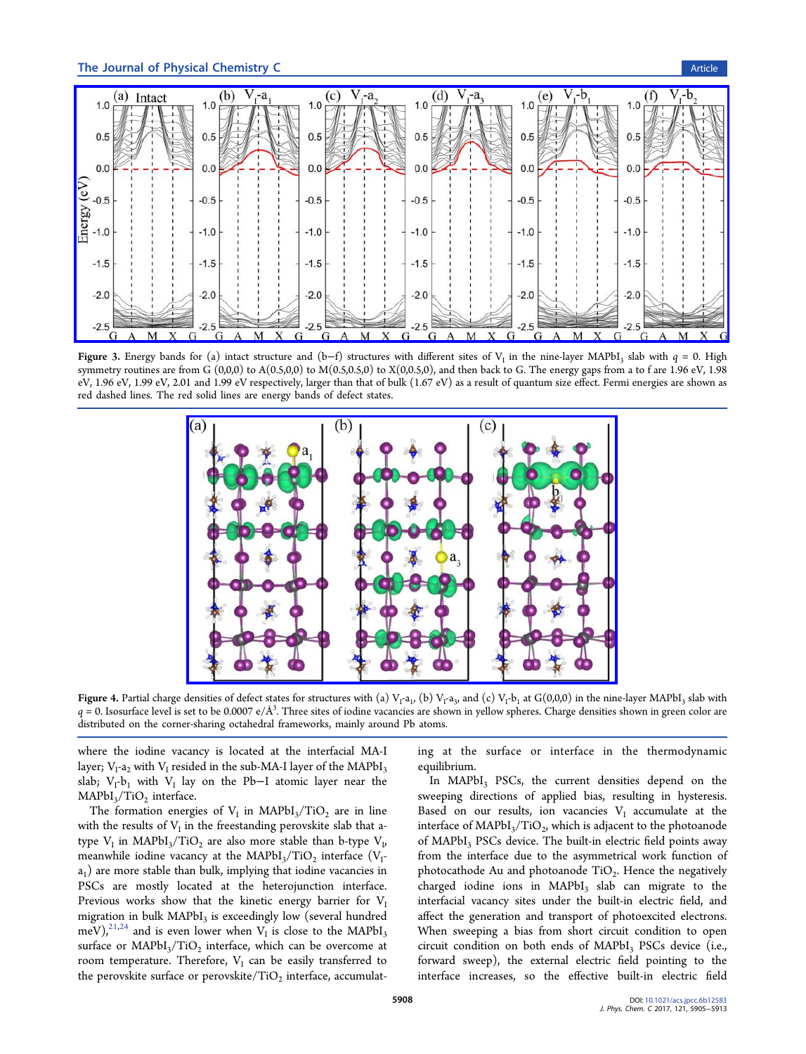Figure 3. Energy bands for (a) intact structure and (b−f) structures with different sites of $V_I$ in the nine-layer $MAPbI_3$ slab with $q = 0$. High symmetry routines are from G (0,0,0) to A(0.5,0,0) to M(0.5,0.5,0) to X(0,0.5,0), and then back to G. The energy gaps from a to f are 1.96 eV, 1.98 eV, 1.96 eV, 1.99 eV, 2.01 and 1.99 eV respectively, larger than that of bulk (1.67 eV) as a result of quantum size effect. Fermi energies are shown as red dashed lines. The red solid lines are energy bands of defect states.

Figure 4. Partial charge densities of defect states for structures with (a) $V_I$-$a_1$, (b) $V_I$-$a_3$, and (c) $V_I$-$b_1$ at G(0,0,0) in the nine-layer $MAPbI_3$ slab with $q = 0$. Isosurface level is set to be 0.0007 e/Å$^3$. Three sites of iodine vacancies are shown in yellow spheres. Charge densities shown in green color are distributed on the corner-sharing octahedral frameworks, mainly around Pb atoms.

where the iodine vacancy is located at the interfacial MA-I layer; $V_I$-$a_2$ with $V_I$ resided in the sub-MA-I layer of the $MAPbI_3$ slab; $V_I$-$b_1$ with $V_I$ lay on the Pb−I atomic layer near the $MAPbI_3/TiO_2$ interface.

The formation energies of $V_I$ in $MAPbI_3/TiO_2$ are in line with the results of $V_I$ in the freestanding perovskite slab that a-type $V_I$ in $MAPbI_3/TiO_2$ are also more stable than b-type $V_I$, meanwhile iodine vacancy at the $MAPbI_3/TiO_2$ interface ($V_I$-$a_1$) are more stable than bulk, implying that iodine vacancies in PSCs are mostly located at the heterojunction interface. Previous works show that the kinetic energy barrier for $V_I$ migration in bulk $MAPbI_3$ is exceedingly low (several hundred meV),[21,24] and is even lower when $V_I$ is close to the $MAPbI_3$ surface or $MAPbI_3/TiO_2$ interface, which can be overcome at room temperature. Therefore, $V_I$ can be easily transferred to the perovskite surface or perovskite/$TiO_2$ interface, accumulating at the surface or interface in the thermodynamic equilibrium.

In $MAPbI_3$ PSCs, the current densities depend on the sweeping directions of applied bias, resulting in hysteresis. Based on our results, ion vacancies $V_I$ accumulate at the interface of $MAPbI_3/TiO_2$, which is adjacent to the photoanode of $MAPbI_3$ PSCs device. The built-in electric field points away from the interface due to the asymmetrical work function of photocathode Au and photoanode $TiO_2$. Hence the negatively charged iodine ions in $MAPbI_3$ slab can migrate to the interfacial vacancy sites under the built-in electric field, and affect the generation and transport of photoexcited electrons. When sweeping a bias from short circuit condition to open circuit condition on both ends of $MAPbI_3$ PSCs device (i.e., forward sweep), the external electric field pointing to the interface increases, so the effective built-in electric field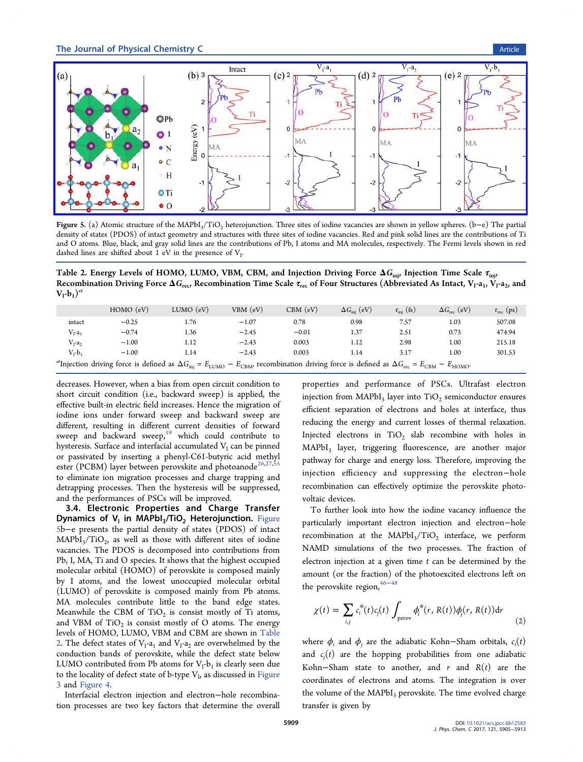Figure 5. (a) Atomic structure of the $MAPbI_3/TiO_2$ heterojunction. Three sites of iodine vacancies are shown in yellow spheres. (b−e) The partial density of states (PDOS) of intact geometry and structures with three sites of iodine vacancies. Red and pink solid lines are the contributions of Ti and O atoms. Blue, black, and gray solid lines are the contributions of Pb, I atoms and MA molecules, respectively. The Fermi levels shown in red dashed lines are shifted about 1 eV in the presence of $V_I$.

Table 2. Energy Levels of HOMO, LUMO, VBM, CBM, and Injection Driving Force $\Delta G_{inj}$, Injection Time Scale $\tau_{inj}$, Recombination Driving Force $\Delta G_{rec}$, Recombination Time Scale $\tau_{rec}$ of Four Structures (Abbreviated As Intact, $V_I$-$a_1$, $V_I$-$a_2$, and $V_I$-$b_1$)[a]

| | HOMO (eV) | LUMO (eV) | VBM (eV) | CBM (eV) | $\Delta G_{inj}$ (eV) | $\tau_{inj}$ (fs) | $\Delta G_{rec}$ (eV) | $\tau_{rec}$ (ps) |
|---|---|---|---|---|---|---|---|---|
| intact | −0.25 | 1.76 | −1.07 | 0.78 | 0.98 | 7.57 | 1.03 | 507.08 |
| $V_I$-$a_1$ | −0.74 | 1.36 | −2.45 | −0.01 | 1.37 | 2.51 | 0.73 | 474.94 |
| $V_I$-$a_2$ | −1.00 | 1.12 | −2.43 | 0.003 | 1.12 | 2.98 | 1.00 | 215.18 |
| $V_I$-$b_1$ | −1.00 | 1.14 | −2.43 | 0.003 | 1.14 | 3.17 | 1.00 | 301.53 |

[a]Injection driving force is defined as $\Delta G_{inj} = E_{LUMO} - E_{CBM}$, recombination driving force is defined as $\Delta G_{rec} = E_{CBM} - E_{HOMO}$.

decreases. However, when a bias from open circuit condition to short circuit condition (i.e., backward sweep) is applied, the effective built-in electric field increases. Hence the migration of iodine ions under forward sweep and backward sweep are different, resulting in different current densities of forward sweep and backward sweep,[19] which could contribute to hysteresis. Surface and interfacial accumulated $V_I$ can be pinned or passivated by inserting a phenyl-C61-butyric acid methyl ester (PCBM) layer between perovskite and photoanode[26,27,55] to eliminate ion migration processes and charge trapping and detrapping processes. Then the hysteresis will be suppressed, and the performances of PSCs will be improved.

**3.4. Electronic Properties and Charge Transfer Dynamics of $V_I$ in $MAPbI_3/TiO_2$ Heterojunction.** Figure 5b−e presents the partial density of states (PDOS) of intact $MAPbI_3/TiO_2$, as well as those with different sites of iodine vacancies. The PDOS is decomposed into contributions from Pb, I, MA, Ti and O species. It shows that the highest occupied molecular orbital (HOMO) of perovskite is composed mainly by I atoms, and the lowest unoccupied molecular orbital (LUMO) of perovskite is composed mainly from Pb atoms. MA molecules contribute little to the band edge states. Meanwhile the CBM of $TiO_2$ is consist mostly of Ti atoms, and VBM of $TiO_2$ is consist mostly of O atoms. The energy levels of HOMO, LUMO, VBM and CBM are shown in Table 2. The defect states of $V_I$-$a_1$ and $V_I$-$a_2$ are overwhelmed by the conduction bands of perovskite, while the defect state below LUMO contributed from Pb atoms for $V_I$-$b_1$ is clearly seen due to the locality of defect state of b-type $V_I$, as discussed in Figure 3 and Figure 4.

Interfacial electron injection and electron−hole recombination processes are two key factors that determine the overall properties and performance of PSCs. Ultrafast electron injection from $MAPbI_3$ layer into $TiO_2$ semiconductor ensures efficient separation of electrons and holes at interface, thus reducing the energy and current losses of thermal relaxation. Injected electrons in $TiO_2$ slab recombine with holes in $MAPbI_3$ layer, triggering fluorescence, are another major pathway for charge and energy loss. Therefore, improving the injection efficiency and suppressing the electron−hole recombination can effectively optimize the perovskite photovoltaic devices.

To further look into how the iodine vacancy influence the particularly important electron injection and electron−hole recombination at the $MAPbI_3/TiO_2$ interface, we perform NAMD simulations of the two processes. The fraction of electron injection at a given time $t$ can be determined by the amount (or the fraction) of the photoexcited electrons left on the perovskite region,[46−48]

$$\chi(t) = \sum_{i,j} c_i^*(t)c_j(t) \int_{\text{perov}} \phi_i^*(r, R(t))\phi_j(r, R(t))\mathrm{d}r \tag{2}$$

where $\phi_i$ and $\phi_j$ are the adiabatic Kohn−Sham orbitals, $c_i(t)$ and $c_j(t)$ are the hopping probabilities from one adiabatic Kohn−Sham state to another, and $r$ and $R(t)$ are the coordinates of electrons and atoms. The integration is over the volume of the $MAPbI_3$ perovskite. The time evolved charge transfer is given by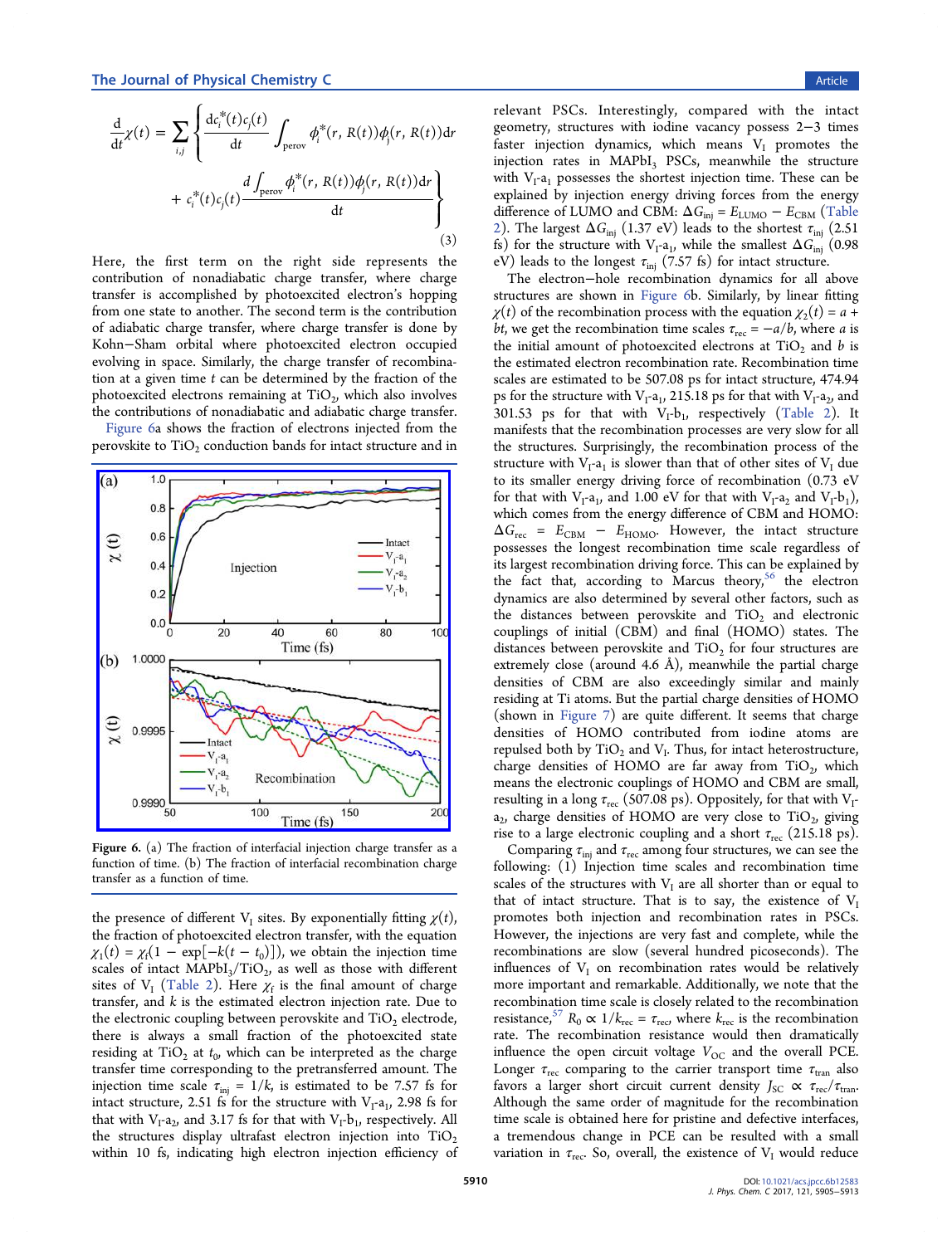$$\frac{d}{dt}\chi(t) = \sum_{i,j}\left\{\frac{dc_i^*(t)c_j(t)}{dt}\int_{\text{perov}}\phi_i^*(r, R(t))\phi_j(r, R(t))dr + c_i^*(t)c_j(t)\frac{d\int_{\text{perov}}\phi_i^*(r, R(t))\phi_j(r, R(t))dr}{dt}\right\} \quad (3)$$

Here, the first term on the right side represents the contribution of nonadiabatic charge transfer, where charge transfer is accomplished by photoexcited electron's hopping from one state to another. The second term is the contribution of adiabatic charge transfer, where charge transfer is done by Kohn−Sham orbital where photoexcited electron occupied evolving in space. Similarly, the charge transfer of recombination at a given time $t$ can be determined by the fraction of the photoexcited electrons remaining at $TiO_2$, which also involves the contributions of nonadiabatic and adiabatic charge transfer.

Figure 6a shows the fraction of electrons injected from the perovskite to $TiO_2$ conduction bands for intact structure and in

Figure 6. (a) The fraction of interfacial injection charge transfer as a function of time. (b) The fraction of interfacial recombination charge transfer as a function of time.

the presence of different $V_I$ sites. By exponentially fitting $\chi(t)$, the fraction of photoexcited electron transfer, with the equation $\chi_1(t) = \chi_f(1 - \exp[-k(t - t_0)])$, we obtain the injection time scales of intact $MAPbI_3/TiO_2$, as well as those with different sites of $V_I$ (Table 2). Here $\chi_f$ is the final amount of charge transfer, and $k$ is the estimated electron injection rate. Due to the electronic coupling between perovskite and $TiO_2$ electrode, there is always a small fraction of the photoexcited state residing at $TiO_2$ at $t_0$, which can be interpreted as the charge transfer time corresponding to the pretransferred amount. The injection time scale $\tau_{inj} = 1/k$, is estimated to be 7.57 fs for intact structure, 2.51 fs for the structure with $V_I$-$a_1$, 2.98 fs for that with $V_I$-$a_2$, and 3.17 fs for that with $V_I$-$b_1$, respectively. All the structures display ultrafast electron injection into $TiO_2$ within 10 fs, indicating high electron injection efficiency of relevant PSCs. Interestingly, compared with the intact geometry, structures with iodine vacancy possess 2−3 times faster injection dynamics, which means $V_I$ promotes the injection rates in $MAPbI_3$ PSCs, meanwhile the structure with $V_I$-$a_1$ possesses the shortest injection time. These can be explained by injection energy driving forces from the energy difference of LUMO and CBM: $\Delta G_{inj} = E_{LUMO} - E_{CBM}$ (Table 2). The largest $\Delta G_{inj}$ (1.37 eV) leads to the shortest $\tau_{inj}$ (2.51 fs) for the structure with $V_I$-$a_1$, while the smallest $\Delta G_{inj}$ (0.98 eV) leads to the longest $\tau_{inj}$ (7.57 fs) for intact structure.

The electron−hole recombination dynamics for all above structures are shown in Figure 6b. Similarly, by linear fitting $\chi(t)$ of the recombination process with the equation $\chi_2(t) = a + bt$, we get the recombination time scales $\tau_{rec} = -a/b$, where $a$ is the initial amount of photoexcited electrons at $TiO_2$ and $b$ is the estimated electron recombination rate. Recombination time scales are estimated to be 507.08 ps for intact structure, 474.94 ps for the structure with $V_I$-$a_1$, 215.18 ps for that with $V_I$-$a_2$, and 301.53 ps for that with $V_I$-$b_1$, respectively (Table 2). It manifests that the recombination processes are very slow for all the structures. Surprisingly, the recombination process of the structure with $V_I$-$a_1$ is slower than that of other sites of $V_I$ due to its smaller energy driving force of recombination (0.73 eV for that with $V_I$-$a_1$, and 1.00 eV for that with $V_I$-$a_2$ and $V_I$-$b_1$), which comes from the energy difference of CBM and HOMO: $\Delta G_{rec} = E_{CBM} - E_{HOMO}$. However, the intact structure possesses the longest recombination time scale regardless of its largest recombination driving force. This can be explained by the fact that, according to Marcus theory,[56] the electron dynamics are also determined by several other factors, such as the distances between perovskite and $TiO_2$ and electronic couplings of initial (CBM) and final (HOMO) states. The distances between perovskite and $TiO_2$ for four structures are extremely close (around 4.6 Å), meanwhile the partial charge densities of CBM are also exceedingly similar and mainly residing at Ti atoms. But the partial charge densities of HOMO (shown in Figure 7) are quite different. It seems that charge densities of HOMO contributed from iodine atoms are repulsed both by $TiO_2$ and $V_I$. Thus, for intact heterostructure, charge densities of HOMO are far away from $TiO_2$, which means the electronic couplings of HOMO and CBM are small, resulting in a long $\tau_{rec}$ (507.08 ps). Oppositely, for that with $V_I$-$a_2$, charge densities of HOMO are very close to $TiO_2$, giving rise to a large electronic coupling and a short $\tau_{rec}$ (215.18 ps).

Comparing $\tau_{inj}$ and $\tau_{rec}$ among four structures, we can see the following: (1) Injection time scales and recombination time scales of the structures with $V_I$ are all shorter than or equal to that of intact structure. That is to say, the existence of $V_I$ promotes both injection and recombination rates in PSCs. However, the injections are very fast and complete, while the recombinations are slow (several hundred picoseconds). The influences of $V_I$ on recombination rates would be relatively more important and remarkable. Additionally, we note that the recombination time scale is closely related to the recombination resistance,[57] $R_0 \propto 1/k_{rec} = \tau_{rec}$, where $k_{rec}$ is the recombination rate. The recombination resistance would then dramatically influence the open circuit voltage $V_{OC}$ and the overall PCE. Longer $\tau_{rec}$ comparing to the carrier transport time $\tau_{tran}$ also favors a larger short circuit current density $J_{SC} \propto \tau_{rec}/\tau_{tran}$. Although the same order of magnitude for the recombination time scale is obtained here for pristine and defective interfaces, a tremendous change in PCE can be resulted with a small variation in $\tau_{rec}$. So, overall, the existence of $V_I$ would reduce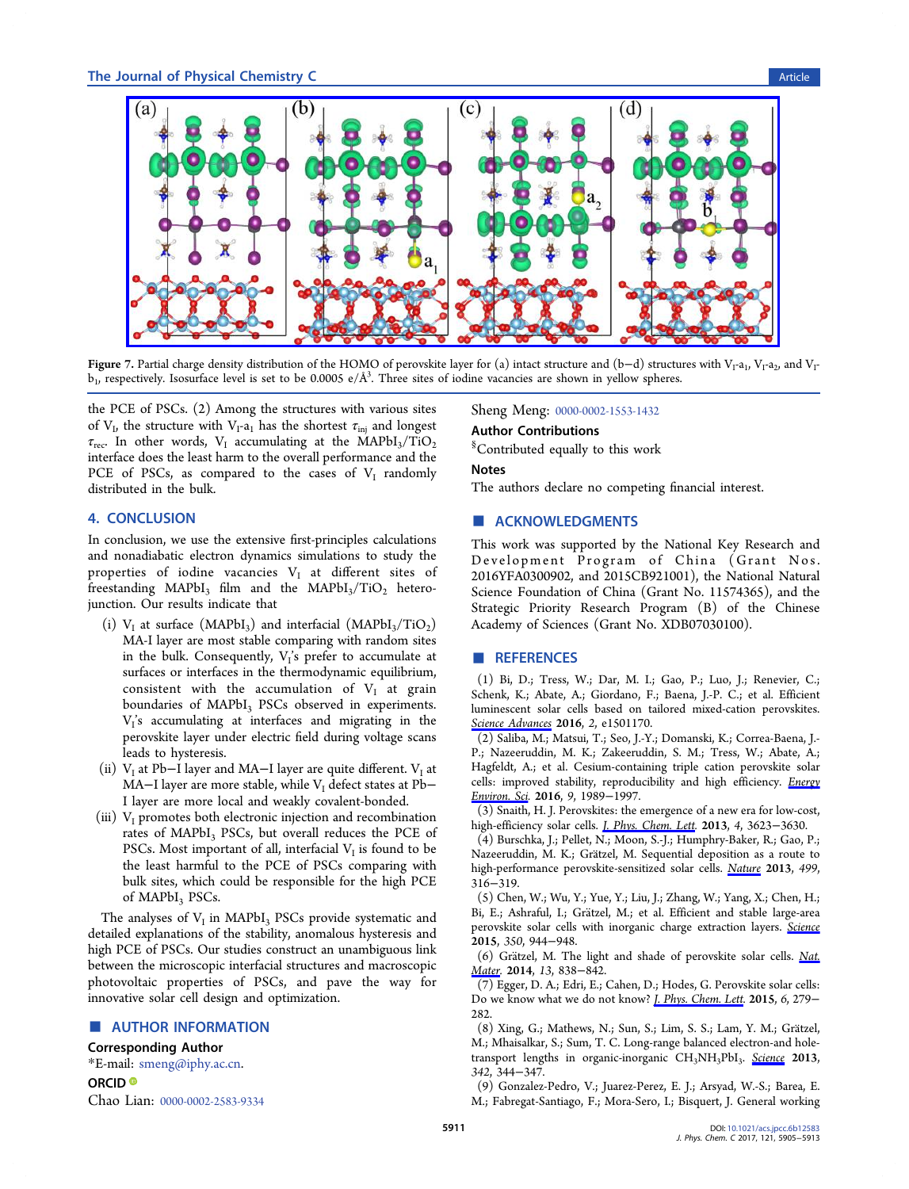Figure 7. Partial charge density distribution of the HOMO of perovskite layer for (a) intact structure and (b−d) structures with $V_I$-a$_1$, $V_I$-a$_2$, and $V_I$-b$_1$, respectively. Isosurface level is set to be 0.0005 e/Å$^3$. Three sites of iodine vacancies are shown in yellow spheres.

the PCE of PSCs. (2) Among the structures with various sites of $V_I$, the structure with $V_I$-a$_1$ has the shortest $\tau_{inj}$ and longest $\tau_{rec}$. In other words, $V_I$ accumulating at the $MAPbI_3/TiO_2$ interface does the least harm to the overall performance and the PCE of PSCs, as compared to the cases of $V_I$ randomly distributed in the bulk.

## 4. CONCLUSION

In conclusion, we use the extensive first-principles calculations and nonadiabatic electron dynamics simulations to study the properties of iodine vacancies $V_I$ at different sites of freestanding $MAPbI_3$ film and the $MAPbI_3/TiO_2$ heterojunction. Our results indicate that

(i) $V_I$ at surface ($MAPbI_3$) and interfacial ($MAPbI_3/TiO_2$) MA-I layer are most stable comparing with random sites in the bulk. Consequently, $V_I$'s prefer to accumulate at surfaces or interfaces in the thermodynamic equilibrium, consistent with the accumulation of $V_I$ at grain boundaries of $MAPbI_3$ PSCs observed in experiments. $V_I$'s accumulating at interfaces and migrating in the perovskite layer under electric field during voltage scans leads to hysteresis.

(ii) $V_I$ at Pb−I layer and MA−I layer are quite different. $V_I$ at MA−I layer are more stable, while $V_I$ defect states at Pb−I layer are more local and weakly covalent-bonded.

(iii) $V_I$ promotes both electronic injection and recombination rates of $MAPbI_3$ PSCs, but overall reduces the PCE of PSCs. Most important of all, interfacial $V_I$ is found to be the least harmful to the PCE of PSCs comparing with bulk sites, which could be responsible for the high PCE of $MAPbI_3$ PSCs.

The analyses of $V_I$ in $MAPbI_3$ PSCs provide systematic and detailed explanations of the stability, anomalous hysteresis and high PCE of PSCs. Our studies construct an unambiguous link between the microscopic interfacial structures and macroscopic photovoltaic properties of PSCs, and pave the way for innovative solar cell design and optimization.

## AUTHOR INFORMATION

### Corresponding Author

*E-mail: smeng@iphy.ac.cn.

### ORCID

Chao Lian: 0000-0002-2583-9334

Sheng Meng: 0000-0002-1553-1432

### Author Contributions

[§]Contributed equally to this work

### Notes

The authors declare no competing financial interest.

## ACKNOWLEDGMENTS

This work was supported by the National Key Research and Development Program of China (Grant Nos. 2016YFA0300902, and 2015CB921001), the National Natural Science Foundation of China (Grant No. 11574365), and the Strategic Priority Research Program (B) of the Chinese Academy of Sciences (Grant No. XDB07030100).

## REFERENCES

(1) Bi, D.; Tress, W.; Dar, M. I.; Gao, P.; Luo, J.; Renevier, C.; Schenk, K.; Abate, A.; Giordano, F.; Baena, J.-P. C.; et al. Efficient luminescent solar cells based on tailored mixed-cation perovskites. *Science Advances* **2016**, *2*, e1501170.

(2) Saliba, M.; Matsui, T.; Seo, J.-Y.; Domanski, K.; Correa-Baena, J.-P.; Nazeeruddin, M. K.; Zakeeruddin, S. M.; Tress, W.; Abate, A.; Hagfeldt, A.; et al. Cesium-containing triple cation perovskite solar cells: improved stability, reproducibility and high efficiency. *Energy Environ. Sci.* **2016**, *9*, 1989−1997.

(3) Snaith, H. J. Perovskites: the emergence of a new era for low-cost, high-efficiency solar cells. *J. Phys. Chem. Lett.* **2013**, *4*, 3623−3630.

(4) Burschka, J.; Pellet, N.; Moon, S.-J.; Humphry-Baker, R.; Gao, P.; Nazeeruddin, M. K.; Grätzel, M. Sequential deposition as a route to high-performance perovskite-sensitized solar cells. *Nature* **2013**, *499*, 316−319.

(5) Chen, W.; Wu, Y.; Yue, Y.; Liu, J.; Zhang, W.; Yang, X.; Chen, H.; Bi, E.; Ashraful, I.; Grätzel, M.; et al. Efficient and stable large-area perovskite solar cells with inorganic charge extraction layers. *Science* **2015**, *350*, 944−948.

(6) Grätzel, M. The light and shade of perovskite solar cells. *Nat. Mater.* **2014**, *13*, 838−842.

(7) Egger, D. A.; Edri, E.; Cahen, D.; Hodes, G. Perovskite solar cells: Do we know what we do not know? *J. Phys. Chem. Lett.* **2015**, *6*, 279−282.

(8) Xing, G.; Mathews, N.; Sun, S.; Lim, S. S.; Lam, Y. M.; Grätzel, M.; Mhaisalkar, S.; Sum, T. C. Long-range balanced electron-and hole-transport lengths in organic-inorganic $CH_3NH_3PbI_3$. *Science* **2013**, *342*, 344−347.

(9) Gonzalez-Pedro, V.; Juarez-Perez, E. J.; Arsyad, W.-S.; Barea, E. M.; Fabregat-Santiago, F.; Mora-Sero, I.; Bisquert, J. General working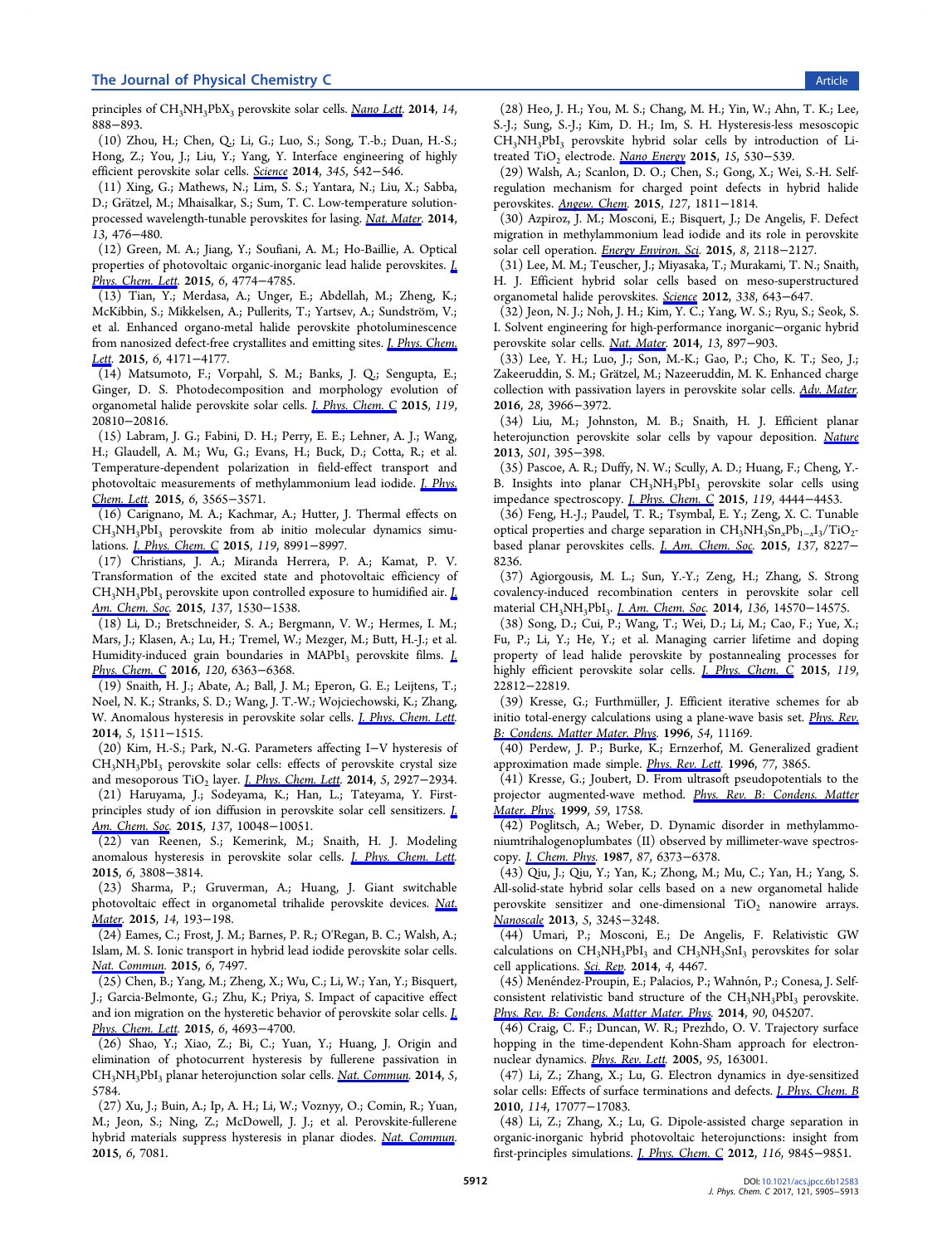principles of $CH_3NH_3PbX_3$ perovskite solar cells. *Nano Lett.* **2014**, *14*, 888−893.

(10) Zhou, H.; Chen, Q.; Li, G.; Luo, S.; Song, T.-b.; Duan, H.-S.; Hong, Z.; You, J.; Liu, Y.; Yang, Y. Interface engineering of highly efficient perovskite solar cells. *Science* **2014**, *345*, 542−546.

(11) Xing, G.; Mathews, N.; Lim, S. S.; Yantara, N.; Liu, X.; Sabba, D.; Grätzel, M.; Mhaisalkar, S.; Sum, T. C. Low-temperature solution-processed wavelength-tunable perovskites for lasing. *Nat. Mater.* **2014**, *13*, 476−480.

(12) Green, M. A.; Jiang, Y.; Soufiani, A. M.; Ho-Baillie, A. Optical properties of photovoltaic organic-inorganic lead halide perovskites. *J. Phys. Chem. Lett.* **2015**, *6*, 4774−4785.

(13) Tian, Y.; Merdasa, A.; Unger, E.; Abdellah, M.; Zheng, K.; McKibbin, S.; Mikkelsen, A.; Pullerits, T.; Yartsev, A.; Sundström, V.; et al. Enhanced organo-metal halide perovskite photoluminescence from nanosized defect-free crystallites and emitting sites. *J. Phys. Chem. Lett.* **2015**, *6*, 4171−4177.

(14) Matsumoto, F.; Vorpahl, S. M.; Banks, J. Q.; Sengupta, E.; Ginger, D. S. Photodecomposition and morphology evolution of organometal halide perovskite solar cells. *J. Phys. Chem. C* **2015**, *119*, 20810−20816.

(15) Labram, J. G.; Fabini, D. H.; Perry, E. E.; Lehner, A. J.; Wang, H.; Glaudell, A. M.; Wu, G.; Evans, H.; Buck, D.; Cotta, R.; et al. Temperature-dependent polarization in field-effect transport and photovoltaic measurements of methylammonium lead iodide. *J. Phys. Chem. Lett.* **2015**, *6*, 3565−3571.

(16) Carignano, M. A.; Kachmar, A.; Hutter, J. Thermal effects on $CH_3NH_3PbI_3$ perovskite from ab initio molecular dynamics simulations. *J. Phys. Chem. C* **2015**, *119*, 8991−8997.

(17) Christians, J. A.; Miranda Herrera, P. A.; Kamat, P. V. Transformation of the excited state and photovoltaic efficiency of $CH_3NH_3PbI_3$ perovskite upon controlled exposure to humidified air. *J. Am. Chem. Soc.* **2015**, *137*, 1530−1538.

(18) Li, D.; Bretschneider, S. A.; Bergmann, V. W.; Hermes, I. M.; Mars, J.; Klasen, A.; Lu, H.; Tremel, W.; Mezger, M.; Butt, H.-J.; et al. Humidity-induced grain boundaries in $MAPbI_3$ perovskite films. *J. Phys. Chem. C* **2016**, *120*, 6363−6368.

(19) Snaith, H. J.; Abate, A.; Ball, J. M.; Eperon, G. E.; Leijtens, T.; Noel, N. K.; Stranks, S. D.; Wang, J. T.-W.; Wojciechowski, K.; Zhang, W. Anomalous hysteresis in perovskite solar cells. *J. Phys. Chem. Lett.* **2014**, *5*, 1511−1515.

(20) Kim, H.-S.; Park, N.-G. Parameters affecting I−V hysteresis of $CH_3NH_3PbI_3$ perovskite solar cells: effects of perovskite crystal size and mesoporous $TiO_2$ layer. *J. Phys. Chem. Lett.* **2014**, *5*, 2927−2934.

(21) Haruyama, J.; Sodeyama, K.; Han, L.; Tateyama, Y. First-principles study of ion diffusion in perovskite solar cell sensitizers. *J. Am. Chem. Soc.* **2015**, *137*, 10048−10051.

(22) van Reenen, S.; Kemerink, M.; Snaith, H. J. Modeling anomalous hysteresis in perovskite solar cells. *J. Phys. Chem. Lett.* **2015**, *6*, 3808−3814.

(23) Sharma, P.; Gruverman, A.; Huang, J. Giant switchable photovoltaic effect in organometal trihalide perovskite devices. *Nat. Mater.* **2015**, *14*, 193−198.

(24) Eames, C.; Frost, J. M.; Barnes, P. R.; O'Regan, B. C.; Walsh, A.; Islam, M. S. Ionic transport in hybrid lead iodide perovskite solar cells. *Nat. Commun.* **2015**, *6*, 7497.

(25) Chen, B.; Yang, M.; Zheng, X.; Wu, C.; Li, W.; Yan, Y.; Bisquert, J.; Garcia-Belmonte, G.; Zhu, K.; Priya, S. Impact of capacitive effect and ion migration on the hysteretic behavior of perovskite solar cells. *J. Phys. Chem. Lett.* **2015**, *6*, 4693−4700.

(26) Shao, Y.; Xiao, Z.; Bi, C.; Yuan, Y.; Huang, J. Origin and elimination of photocurrent hysteresis by fullerene passivation in $CH_3NH_3PbI_3$ planar heterojunction solar cells. *Nat. Commun.* **2014**, *5*, 5784.

(27) Xu, J.; Buin, A.; Ip, A. H.; Li, W.; Voznyy, O.; Comin, R.; Yuan, M.; Jeon, S.; Ning, Z.; McDowell, J. J.; et al. Perovskite-fullerene hybrid materials suppress hysteresis in planar diodes. *Nat. Commun.* **2015**, *6*, 7081.

(28) Heo, J. H.; You, M. S.; Chang, M. H.; Yin, W.; Ahn, T. K.; Lee, S.-J.; Sung, S.-J.; Kim, D. H.; Im, S. H. Hysteresis-less mesoscopic $CH_3NH_3PbI_3$ perovskite hybrid solar cells by introduction of Li-treated $TiO_2$ electrode. *Nano Energy* **2015**, *15*, 530−539.

(29) Walsh, A.; Scanlon, D. O.; Chen, S.; Gong, X.; Wei, S.-H. Self-regulation mechanism for charged point defects in hybrid halide perovskites. *Angew. Chem.* **2015**, *127*, 1811−1814.

(30) Azpiroz, J. M.; Mosconi, E.; Bisquert, J.; De Angelis, F. Defect migration in methylammonium lead iodide and its role in perovskite solar cell operation. *Energy Environ. Sci.* **2015**, *8*, 2118−2127.

(31) Lee, M. M.; Teuscher, J.; Miyasaka, T.; Murakami, T. N.; Snaith, H. J. Efficient hybrid solar cells based on meso-superstructured organometal halide perovskites. *Science* **2012**, *338*, 643−647.

(32) Jeon, N. J.; Noh, J. H.; Kim, Y. C.; Yang, W. S.; Ryu, S.; Seok, S. I. Solvent engineering for high-performance inorganic−organic hybrid perovskite solar cells. *Nat. Mater.* **2014**, *13*, 897−903.

(33) Lee, Y. H.; Luo, J.; Son, M.-K.; Gao, P.; Cho, K. T.; Seo, J.; Zakeeruddin, S. M.; Grätzel, M.; Nazeeruddin, M. K. Enhanced charge collection with passivation layers in perovskite solar cells. *Adv. Mater.* **2016**, *28*, 3966−3972.

(34) Liu, M.; Johnston, M. B.; Snaith, H. J. Efficient planar heterojunction perovskite solar cells by vapour deposition. *Nature* **2013**, *501*, 395−398.

(35) Pascoe, A. R.; Duffy, N. W.; Scully, A. D.; Huang, F.; Cheng, Y.-B. Insights into planar $CH_3NH_3PbI_3$ perovskite solar cells using impedance spectroscopy. *J. Phys. Chem. C* **2015**, *119*, 4444−4453.

(36) Feng, H.-J.; Paudel, T. R.; Tsymbal, E. Y.; Zeng, X. C. Tunable optical properties and charge separation in $CH_3NH_3Sn_xPb_{1-x}I_3/TiO_2$-based planar perovskites cells. *J. Am. Chem. Soc.* **2015**, *137*, 8227−8236.

(37) Agiorgousis, M. L.; Sun, Y.-Y.; Zeng, H.; Zhang, S. Strong covalency-induced recombination centers in perovskite solar cell material $CH_3NH_3PbI_3$. *J. Am. Chem. Soc.* **2014**, *136*, 14570−14575.

(38) Song, D.; Cui, P.; Wang, T.; Wei, D.; Li, M.; Cao, F.; Yue, X.; Fu, P.; Li, Y.; He, Y.; et al. Managing carrier lifetime and doping property of lead halide perovskite by postannealing processes for highly efficient perovskite solar cells. *J. Phys. Chem. C* **2015**, *119*, 22812−22819.

(39) Kresse, G.; Furthmüller, J. Efficient iterative schemes for ab initio total-energy calculations using a plane-wave basis set. *Phys. Rev. B: Condens. Matter Mater. Phys.* **1996**, *54*, 11169.

(40) Perdew, J. P.; Burke, K.; Ernzerhof, M. Generalized gradient approximation made simple. *Phys. Rev. Lett.* **1996**, *77*, 3865.

(41) Kresse, G.; Joubert, D. From ultrasoft pseudopotentials to the projector augmented-wave method. *Phys. Rev. B: Condens. Matter Mater. Phys.* **1999**, *59*, 1758.

(42) Poglitsch, A.; Weber, D. Dynamic disorder in methylammoniumtrihalogenoplumbates (II) observed by millimeter-wave spectroscopy. *J. Chem. Phys.* **1987**, *87*, 6373−6378.

(43) Qiu, J.; Qiu, Y.; Yan, K.; Zhong, M.; Mu, C.; Yan, H.; Yang, S. All-solid-state hybrid solar cells based on a new organometal halide perovskite sensitizer and one-dimensional $TiO_2$ nanowire arrays. *Nanoscale* **2013**, *5*, 3245−3248.

(44) Umari, P.; Mosconi, E.; De Angelis, F. Relativistic GW calculations on $CH_3NH_3PbI_3$ and $CH_3NH_3SnI_3$ perovskites for solar cell applications. *Sci. Rep.* **2014**, *4*, 4467.

(45) Menéndez-Proupin, E.; Palacios, P.; Wahnón, P.; Conesa, J. Self-consistent relativistic band structure of the $CH_3NH_3PbI_3$ perovskite. *Phys. Rev. B: Condens. Matter Mater. Phys.* **2014**, *90*, 045207.

(46) Craig, C. F.; Duncan, W. R.; Prezhdo, O. V. Trajectory surface hopping in the time-dependent Kohn-Sham approach for electron-nuclear dynamics. *Phys. Rev. Lett.* **2005**, *95*, 163001.

(47) Li, Z.; Zhang, X.; Lu, G. Electron dynamics in dye-sensitized solar cells: Effects of surface terminations and defects. *J. Phys. Chem. B* **2010**, *114*, 17077−17083.

(48) Li, Z.; Zhang, X.; Lu, G. Dipole-assisted charge separation in organic-inorganic hybrid photovoltaic heterojunctions: insight from first-principles simulations. *J. Phys. Chem. C* **2012**, *116*, 9845−9851.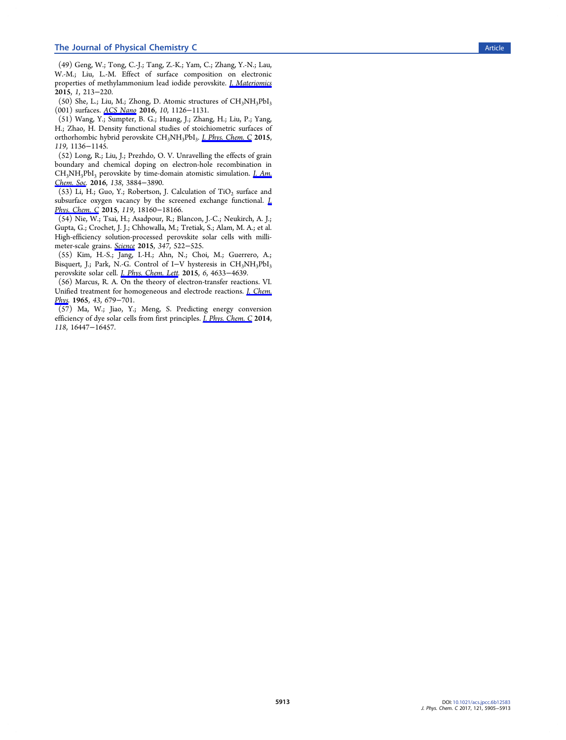(49) Geng, W.; Tong, C.-J.; Tang, Z.-K.; Yam, C.; Zhang, Y.-N.; Lau, W.-M.; Liu, L.-M. Effect of surface composition on electronic properties of methylammonium lead iodide perovskite. *J. Materiomics* **2015**, *1*, 213−220.

(50) She, L.; Liu, M.; Zhong, D. Atomic structures of $CH_3NH_3PbI_3$ (001) surfaces. *ACS Nano* **2016**, *10*, 1126−1131.

(51) Wang, Y.; Sumpter, B. G.; Huang, J.; Zhang, H.; Liu, P.; Yang, H.; Zhao, H. Density functional studies of stoichiometric surfaces of orthorhombic hybrid perovskite $CH_3NH_3PbI_3$. *J. Phys. Chem. C* **2015**, *119*, 1136−1145.

(52) Long, R.; Liu, J.; Prezhdo, O. V. Unravelling the effects of grain boundary and chemical doping on electron-hole recombination in $CH_3NH_3PbI_3$ perovskite by time-domain atomistic simulation. *J. Am. Chem. Soc.* **2016**, *138*, 3884−3890.

(53) Li, H.; Guo, Y.; Robertson, J. Calculation of $TiO_2$ surface and subsurface oxygen vacancy by the screened exchange functional. *J. Phys. Chem. C* **2015**, *119*, 18160−18166.

(54) Nie, W.; Tsai, H.; Asadpour, R.; Blancon, J.-C.; Neukirch, A. J.; Gupta, G.; Crochet, J. J.; Chhowalla, M.; Tretiak, S.; Alam, M. A.; et al. High-efficiency solution-processed perovskite solar cells with millimeter-scale grains. *Science* **2015**, *347*, 522−525.

(55) Kim, H.-S.; Jang, I.-H.; Ahn, N.; Choi, M.; Guerrero, A.; Bisquert, J.; Park, N.-G. Control of I−V hysteresis in $CH_3NH_3PbI_3$ perovskite solar cell. *J. Phys. Chem. Lett.* **2015**, *6*, 4633−4639.

(56) Marcus, R. A. On the theory of electron-transfer reactions. VI. Unified treatment for homogeneous and electrode reactions. *J. Chem. Phys.* **1965**, *43*, 679−701.

(57) Ma, W.; Jiao, Y.; Meng, S. Predicting energy conversion efficiency of dye solar cells from first principles. *J. Phys. Chem. C* **2014**, *118*, 16447−16457.